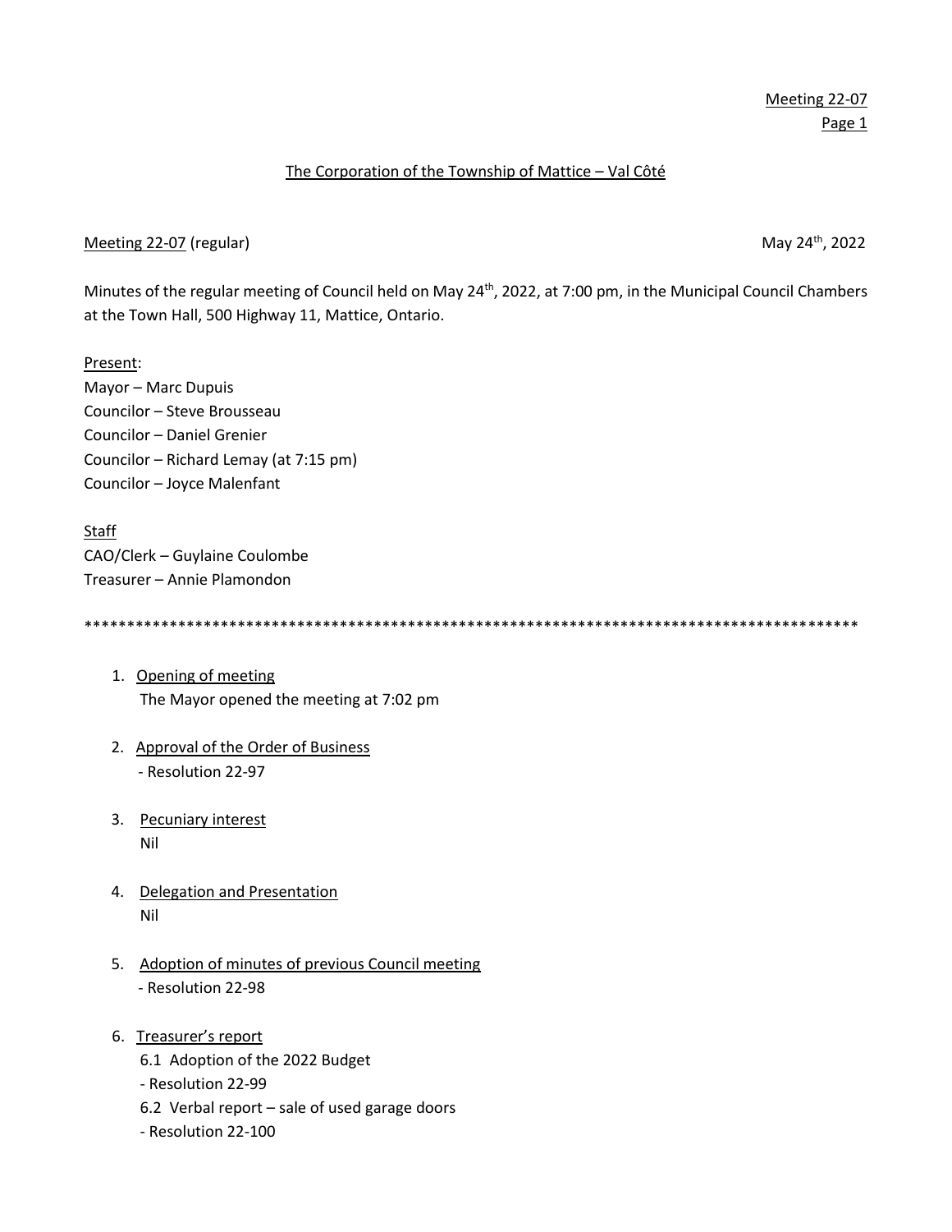The Corporation of the Township of Mattice – Val Côté

Meeting 22-07 (regular) May 24th, 2022

Minutes of the regular meeting of Council held on May 24th, 2022, at 7:00 pm, in the Municipal Council Chambers at the Town Hall, 500 Highway 11, Mattice, Ontario.

Present:
Mayor – Marc Dupuis
Councilor – Steve Brousseau
Councilor – Daniel Grenier
Councilor – Richard Lemay (at 7:15 pm)
Councilor – Joyce Malenfant

Staff
CAO/Clerk – Guylaine Coulombe
Treasurer – Annie Plamondon

***********************************************************************************************

1. Opening of meeting
   The Mayor opened the meeting at 7:02 pm

2. Approval of the Order of Business
   - Resolution 22-97

3. Pecuniary interest
   Nil

4. Delegation and Presentation
   Nil

5. Adoption of minutes of previous Council meeting
   - Resolution 22-98

6. Treasurer's report
   6.1 Adoption of the 2022 Budget
   - Resolution 22-99
   6.2 Verbal report – sale of used garage doors
   - Resolution 22-100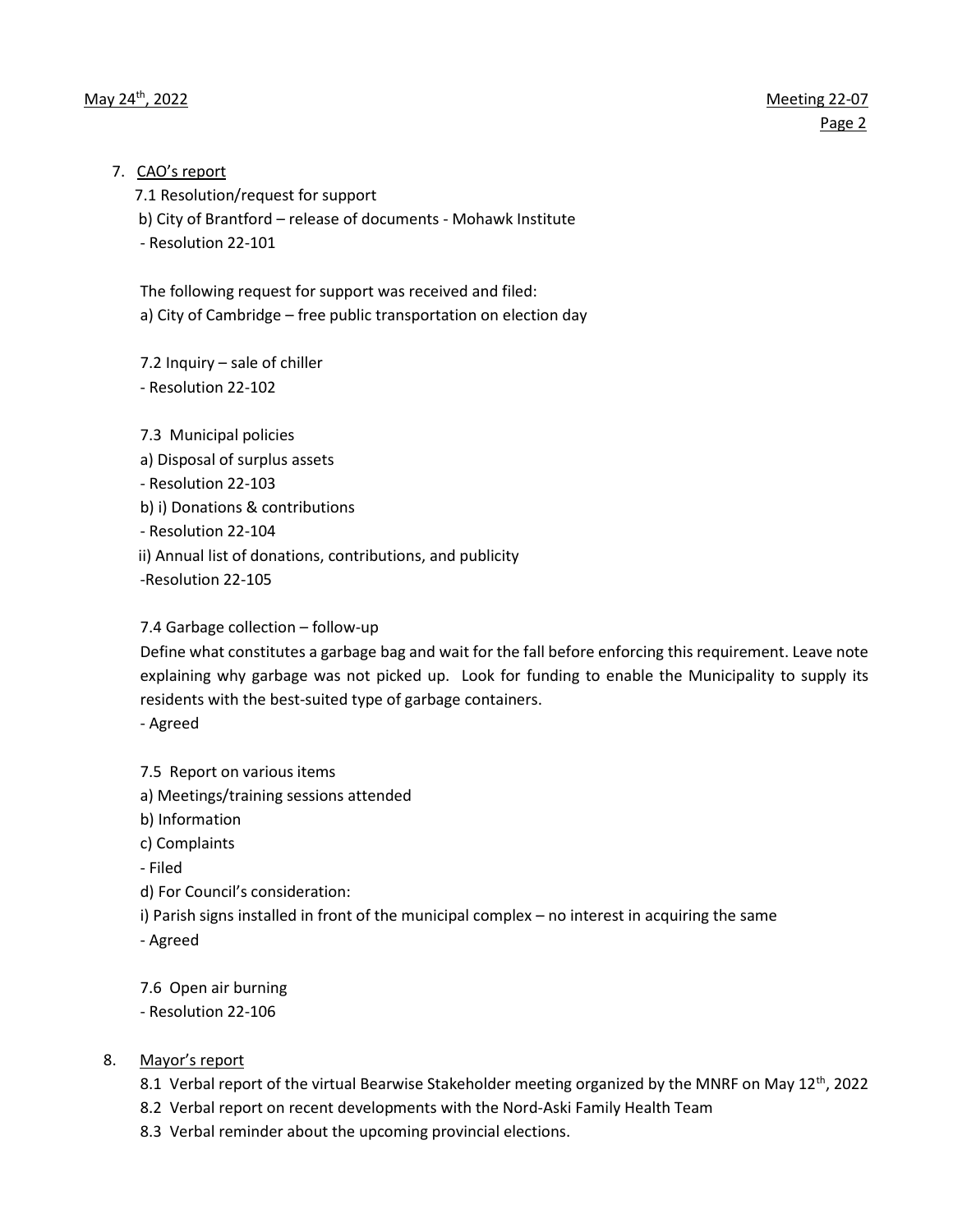7. CAO's report

   7.1 Resolution/request for support

   b) City of Brantford – release of documents - Mohawk Institute

   - Resolution 22-101

   The following request for support was received and filed:

   a) City of Cambridge – free public transportation on election day

   7.2 Inquiry – sale of chiller

   - Resolution 22-102

   7.3 Municipal policies

   a) Disposal of surplus assets

   - Resolution 22-103

   b) i) Donations & contributions

   - Resolution 22-104

   ii) Annual list of donations, contributions, and publicity

   -Resolution 22-105

   7.4 Garbage collection – follow-up

   Define what constitutes a garbage bag and wait for the fall before enforcing this requirement. Leave note explaining why garbage was not picked up. Look for funding to enable the Municipality to supply its residents with the best-suited type of garbage containers.

   - Agreed

   7.5 Report on various items

   a) Meetings/training sessions attended

   b) Information

   c) Complaints

   - Filed

   d) For Council's consideration:

   i) Parish signs installed in front of the municipal complex – no interest in acquiring the same

   - Agreed

   7.6 Open air burning

   - Resolution 22-106

8. Mayor's report

   8.1 Verbal report of the virtual Bearwise Stakeholder meeting organized by the MNRF on May 12th, 2022

   8.2 Verbal report on recent developments with the Nord-Aski Family Health Team

   8.3 Verbal reminder about the upcoming provincial elections.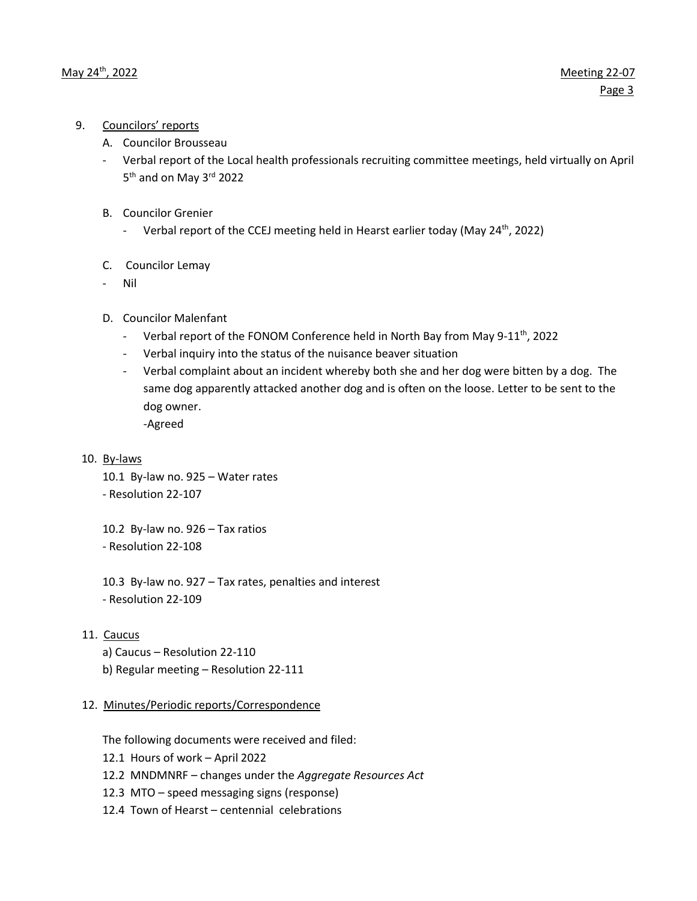9. Councilors' reports

   A. Councilor Brousseau

   - Verbal report of the Local health professionals recruiting committee meetings, held virtually on April 5th and on May 3rd 2022

   B. Councilor Grenier

      - Verbal report of the CCEJ meeting held in Hearst earlier today (May 24th, 2022)

   C. Councilor Lemay

   - Nil

   D. Councilor Malenfant

      - Verbal report of the FONOM Conference held in North Bay from May 9-11th, 2022
      - Verbal inquiry into the status of the nuisance beaver situation
      - Verbal complaint about an incident whereby both she and her dog were bitten by a dog. The same dog apparently attacked another dog and is often on the loose. Letter to be sent to the dog owner.
        -Agreed

10. By-laws

    10.1 By-law no. 925 – Water rates
    - Resolution 22-107

    10.2 By-law no. 926 – Tax ratios
    - Resolution 22-108

    10.3 By-law no. 927 – Tax rates, penalties and interest
    - Resolution 22-109

11. Caucus

    a) Caucus – Resolution 22-110
    b) Regular meeting – Resolution 22-111

12. Minutes/Periodic reports/Correspondence

    The following documents were received and filed:

    12.1 Hours of work – April 2022
    12.2 MNDMNRF – changes under the *Aggregate Resources Act*
    12.3 MTO – speed messaging signs (response)
    12.4 Town of Hearst – centennial celebrations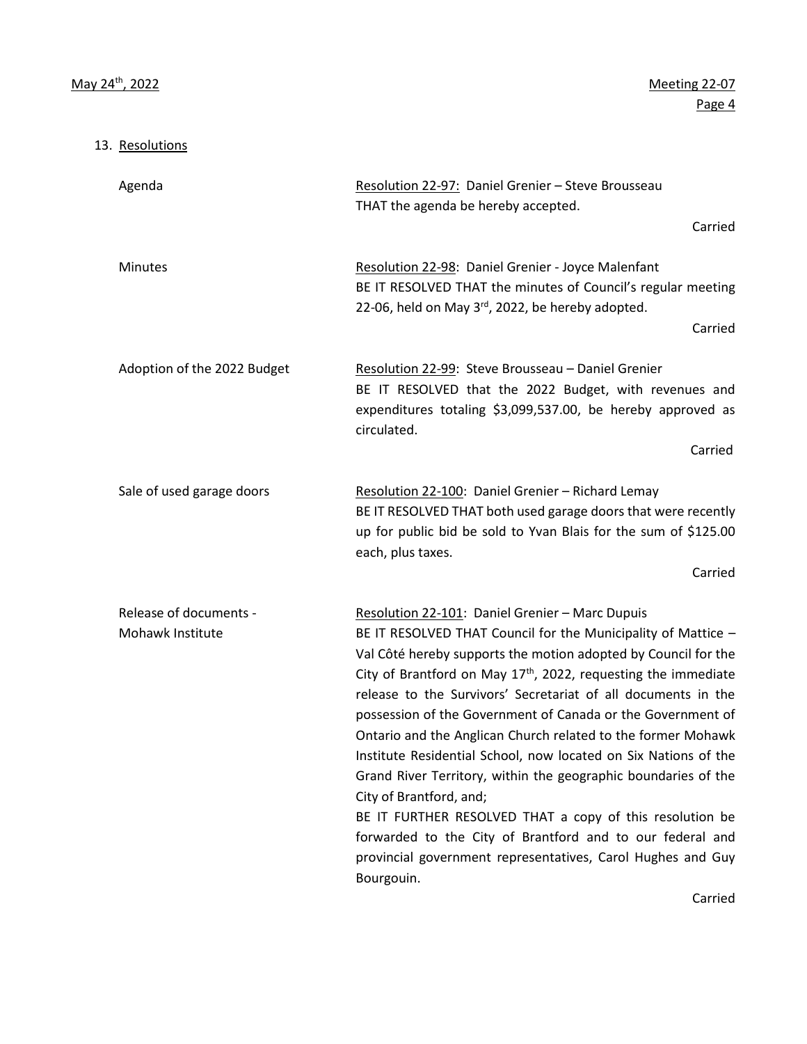## 13. Resolutions

**Agenda**

Resolution 22-97: Daniel Grenier – Steve Brousseau
THAT the agenda be hereby accepted.

Carried

**Minutes**

Resolution 22-98: Daniel Grenier - Joyce Malenfant
BE IT RESOLVED THAT the minutes of Council's regular meeting 22-06, held on May 3rd, 2022, be hereby adopted.

Carried

**Adoption of the 2022 Budget**

Resolution 22-99: Steve Brousseau – Daniel Grenier
BE IT RESOLVED that the 2022 Budget, with revenues and expenditures totaling $3,099,537.00, be hereby approved as circulated.

Carried

**Sale of used garage doors**

Resolution 22-100: Daniel Grenier – Richard Lemay
BE IT RESOLVED THAT both used garage doors that were recently up for public bid be sold to Yvan Blais for the sum of $125.00 each, plus taxes.

Carried

**Release of documents - Mohawk Institute**

Resolution 22-101: Daniel Grenier – Marc Dupuis
BE IT RESOLVED THAT Council for the Municipality of Mattice – Val Côté hereby supports the motion adopted by Council for the City of Brantford on May 17th, 2022, requesting the immediate release to the Survivors' Secretariat of all documents in the possession of the Government of Canada or the Government of Ontario and the Anglican Church related to the former Mohawk Institute Residential School, now located on Six Nations of the Grand River Territory, within the geographic boundaries of the City of Brantford, and;
BE IT FURTHER RESOLVED THAT a copy of this resolution be forwarded to the City of Brantford and to our federal and provincial government representatives, Carol Hughes and Guy Bourgouin.

Carried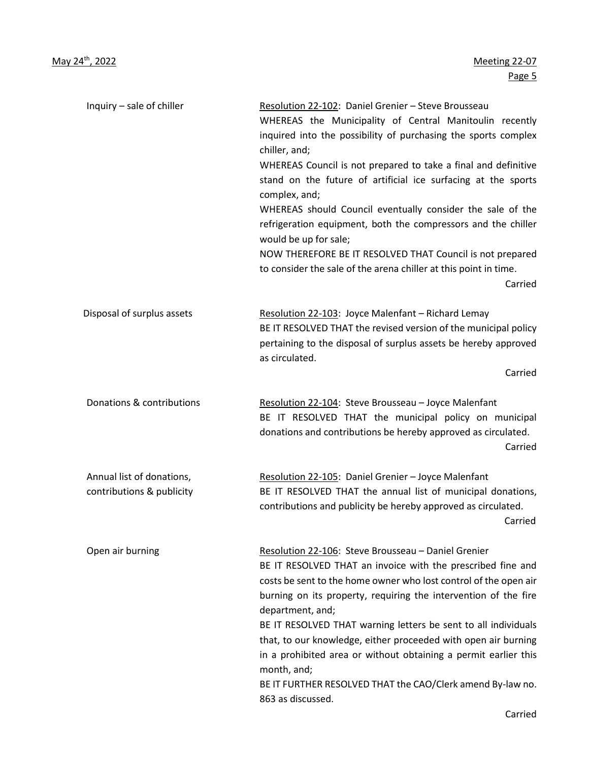**Inquiry – sale of chiller**

Resolution 22-102: Daniel Grenier – Steve Brousseau
WHEREAS the Municipality of Central Manitoulin recently inquired into the possibility of purchasing the sports complex chiller, and;
WHEREAS Council is not prepared to take a final and definitive stand on the future of artificial ice surfacing at the sports complex, and;
WHEREAS should Council eventually consider the sale of the refrigeration equipment, both the compressors and the chiller would be up for sale;
NOW THEREFORE BE IT RESOLVED THAT Council is not prepared to consider the sale of the arena chiller at this point in time.

Carried

**Disposal of surplus assets**

Resolution 22-103: Joyce Malenfant – Richard Lemay
BE IT RESOLVED THAT the revised version of the municipal policy pertaining to the disposal of surplus assets be hereby approved as circulated.

Carried

**Donations & contributions**

Resolution 22-104: Steve Brousseau – Joyce Malenfant
BE IT RESOLVED THAT the municipal policy on municipal donations and contributions be hereby approved as circulated.

Carried

**Annual list of donations, contributions & publicity**

Resolution 22-105: Daniel Grenier – Joyce Malenfant
BE IT RESOLVED THAT the annual list of municipal donations, contributions and publicity be hereby approved as circulated.

Carried

**Open air burning**

Resolution 22-106: Steve Brousseau – Daniel Grenier
BE IT RESOLVED THAT an invoice with the prescribed fine and costs be sent to the home owner who lost control of the open air burning on its property, requiring the intervention of the fire department, and;
BE IT RESOLVED THAT warning letters be sent to all individuals that, to our knowledge, either proceeded with open air burning in a prohibited area or without obtaining a permit earlier this month, and;
BE IT FURTHER RESOLVED THAT the CAO/Clerk amend By-law no. 863 as discussed.

Carried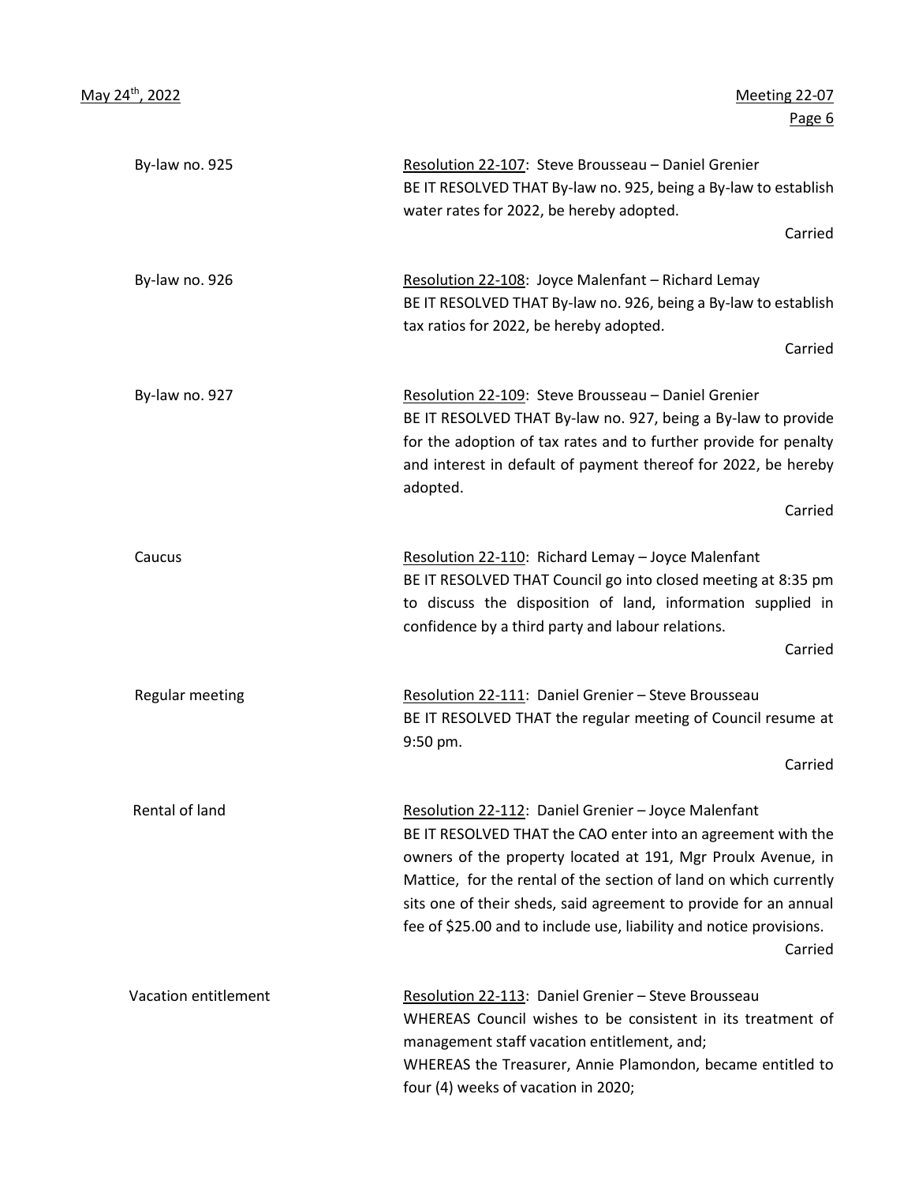**By-law no. 925**

Resolution 22-107: Steve Brousseau – Daniel Grenier
BE IT RESOLVED THAT By-law no. 925, being a By-law to establish water rates for 2022, be hereby adopted.

Carried

**By-law no. 926**

Resolution 22-108: Joyce Malenfant – Richard Lemay
BE IT RESOLVED THAT By-law no. 926, being a By-law to establish tax ratios for 2022, be hereby adopted.

Carried

**By-law no. 927**

Resolution 22-109: Steve Brousseau – Daniel Grenier
BE IT RESOLVED THAT By-law no. 927, being a By-law to provide for the adoption of tax rates and to further provide for penalty and interest in default of payment thereof for 2022, be hereby adopted.

Carried

**Caucus**

Resolution 22-110: Richard Lemay – Joyce Malenfant
BE IT RESOLVED THAT Council go into closed meeting at 8:35 pm to discuss the disposition of land, information supplied in confidence by a third party and labour relations.

Carried

**Regular meeting**

Resolution 22-111: Daniel Grenier – Steve Brousseau
BE IT RESOLVED THAT the regular meeting of Council resume at 9:50 pm.

Carried

**Rental of land**

Resolution 22-112: Daniel Grenier – Joyce Malenfant
BE IT RESOLVED THAT the CAO enter into an agreement with the owners of the property located at 191, Mgr Proulx Avenue, in Mattice, for the rental of the section of land on which currently sits one of their sheds, said agreement to provide for an annual fee of $25.00 and to include use, liability and notice provisions.

Carried

**Vacation entitlement**

Resolution 22-113: Daniel Grenier – Steve Brousseau
WHEREAS Council wishes to be consistent in its treatment of management staff vacation entitlement, and;
WHEREAS the Treasurer, Annie Plamondon, became entitled to four (4) weeks of vacation in 2020;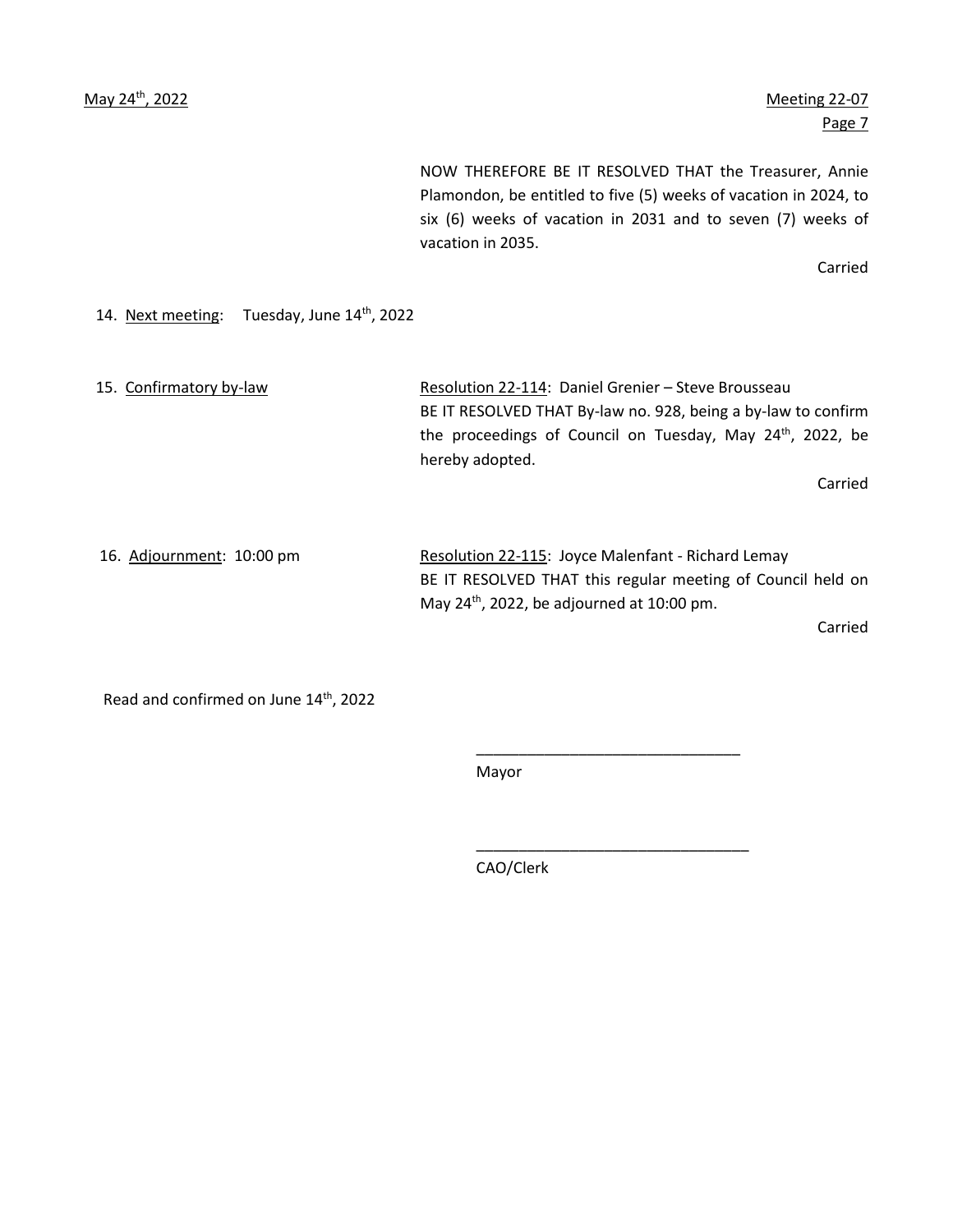NOW THEREFORE BE IT RESOLVED THAT the Treasurer, Annie Plamondon, be entitled to five (5) weeks of vacation in 2024, to six (6) weeks of vacation in 2031 and to seven (7) weeks of vacation in 2035.

Carried

14. Next meeting: Tuesday, June 14th, 2022

15. Confirmatory by-law

Resolution 22-114: Daniel Grenier – Steve Brousseau
BE IT RESOLVED THAT By-law no. 928, being a by-law to confirm the proceedings of Council on Tuesday, May 24th, 2022, be hereby adopted.

Carried

16. Adjournment: 10:00 pm

Resolution 22-115: Joyce Malenfant - Richard Lemay
BE IT RESOLVED THAT this regular meeting of Council held on May 24th, 2022, be adjourned at 10:00 pm.

Carried

Read and confirmed on June 14th, 2022

_______________________________
Mayor

________________________________
CAO/Clerk